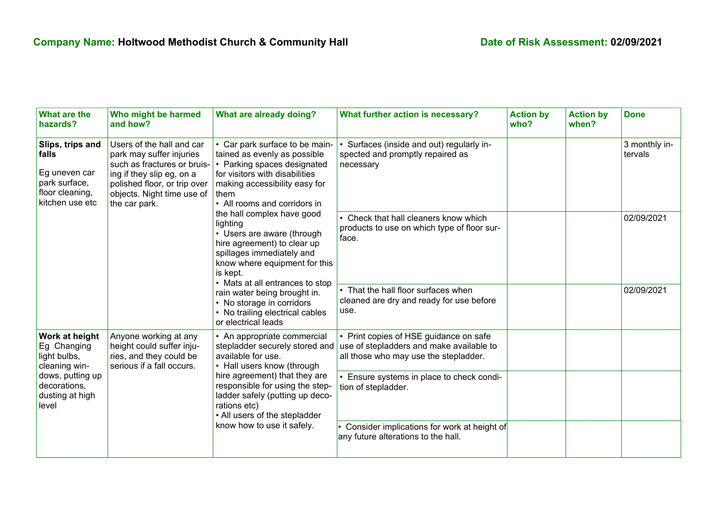**Company Name: Holtwood Methodist Church & Community Hall** **Date of Risk Assessment: 02/09/2021**

| What are the hazards? | Who might be harmed and how? | What are already doing? | What further action is necessary? | Action by who? | Action by when? | Done |
|---|---|---|---|---|---|---|
| **Slips, trips and falls**<br>Eg uneven car park surface, floor cleaning, kitchen use etc | Users of the hall and car park may suffer injuries such as fractures or bruising if they slip eg, on a polished floor, or trip over objects. Night time use of the car park. | • Car park surface to be maintained as evenly as possible<br>• Parking spaces designated for visitors with disabilities making accessibility easy for them<br>• All rooms and corridors in the hall complex have good lighting<br>• Users are aware (through hire agreement) to clear up spillages immediately and know where equipment for this is kept.<br>• Mats at all entrances to stop rain water being brought in.<br>• No storage in corridors<br>• No trailing electrical cables or electrical leads | • Surfaces (inside and out) regularly inspected and promptly repaired as necessary | | | 3 monthly intervals |
| | | | • Check that hall cleaners know which products to use on which type of floor surface. | | | 02/09/2021 |
| | | | • That the hall floor surfaces when cleaned are dry and ready for use before use. | | | 02/09/2021 |
| **Work at height**<br>Eg Changing light bulbs, cleaning windows, putting up decorations, dusting at high level | Anyone working at any height could suffer injuries, and they could be serious if a fall occurs. | • An appropriate commercial stepladder securely stored and available for use.<br>• Hall users know (through hire agreement) that they are responsible for using the stepladder safely (putting up decorations etc)<br>• All users of the stepladder know how to use it safely. | • Print copies of HSE guidance on safe use of stepladders and make available to all those who may use the stepladder. | | | |
| | | | • Ensure systems in place to check condition of stepladder. | | | |
| | | | • Consider implications for work at height of any future alterations to the hall. | | | |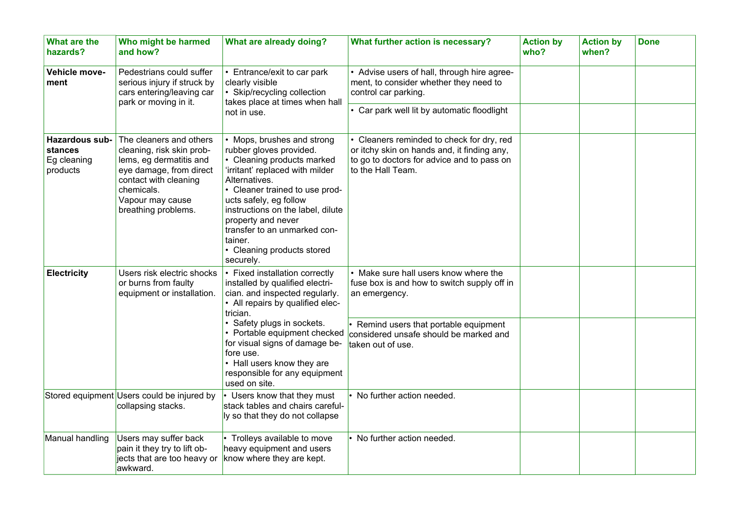| What are the hazards? | Who might be harmed and how? | What are already doing? | What further action is necessary? | Action by who? | Action by when? | Done |
|---|---|---|---|---|---|---|
| **Vehicle movement** | Pedestrians could suffer serious injury if struck by cars entering/leaving car park or moving in it. | • Entrance/exit to car park clearly visible<br>• Skip/recycling collection takes place at times when hall not in use. | • Advise users of hall, through hire agreement, to consider whether they need to control car parking. | | | |
| | | | • Car park well lit by automatic floodlight | | | |
| **Hazardous substances** Eg cleaning products | The cleaners and others cleaning, risk skin problems, eg dermatitis and eye damage, from direct contact with cleaning chemicals.<br>Vapour may cause breathing problems. | • Mops, brushes and strong rubber gloves provided.<br>• Cleaning products marked 'irritant' replaced with milder Alternatives.<br>• Cleaner trained to use products safely, eg follow instructions on the label, dilute property and never transfer to an unmarked container.<br>• Cleaning products stored securely. | • Cleaners reminded to check for dry, red or itchy skin on hands and, it finding any, to go to doctors for advice and to pass on to the Hall Team. | | | |
| **Electricity** | Users risk electric shocks or burns from faulty equipment or installation. | • Fixed installation correctly installed by qualified electrician. and inspected regularly.<br>• All repairs by qualified electrician.<br>• Safety plugs in sockets.<br>• Portable equipment checked for visual signs of damage before use.<br>• Hall users know they are responsible for any equipment used on site. | • Make sure hall users know where the fuse box is and how to switch supply off in an emergency. | | | |
| | | | • Remind users that portable equipment considered unsafe should be marked and taken out of use. | | | |
| Stored equipment | Users could be injured by collapsing stacks. | • Users know that they must stack tables and chairs carefully so that they do not collapse | • No further action needed. | | | |
| Manual handling | Users may suffer back pain it they try to lift objects that are too heavy or awkward. | • Trolleys available to move heavy equipment and users know where they are kept. | • No further action needed. | | | |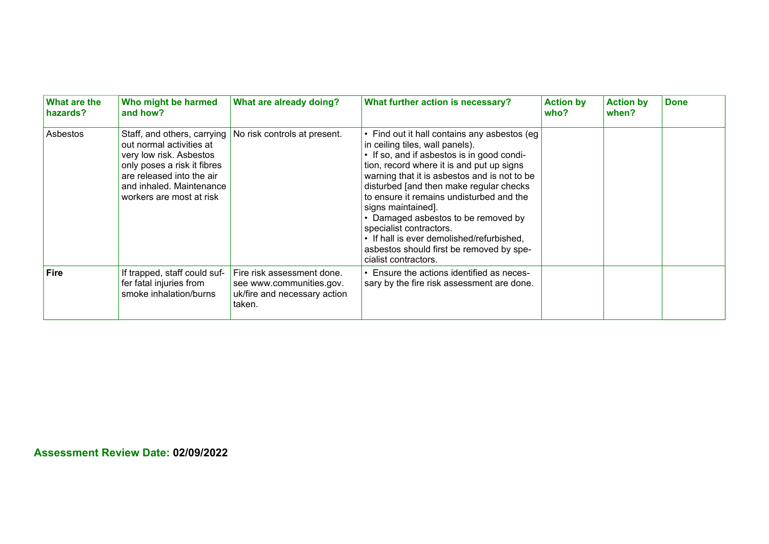| What are the hazards? | Who might be harmed and how? | What are already doing? | What further action is necessary? | Action by who? | Action by when? | Done |
|---|---|---|---|---|---|---|
| Asbestos | Staff, and others, carrying out normal activities at very low risk. Asbestos only poses a risk it fibres are released into the air and inhaled. Maintenance workers are most at risk | No risk controls at present. | • Find out it hall contains any asbestos (eg in ceiling tiles, wall panels).<br>• If so, and if asbestos is in good condition, record where it is and put up signs warning that it is asbestos and is not to be disturbed [and then make regular checks to ensure it remains undisturbed and the signs maintained].<br>• Damaged asbestos to be removed by specialist contractors.<br>• If hall is ever demolished/refurbished, asbestos should first be removed by specialist contractors. | | | |
| **Fire** | If trapped, staff could suffer fatal injuries from smoke inhalation/burns | Fire risk assessment done. see www.communities.gov.uk/fire and necessary action taken. | • Ensure the actions identified as necessary by the fire risk assessment are done. | | | |

**Assessment Review Date: 02/09/2022**